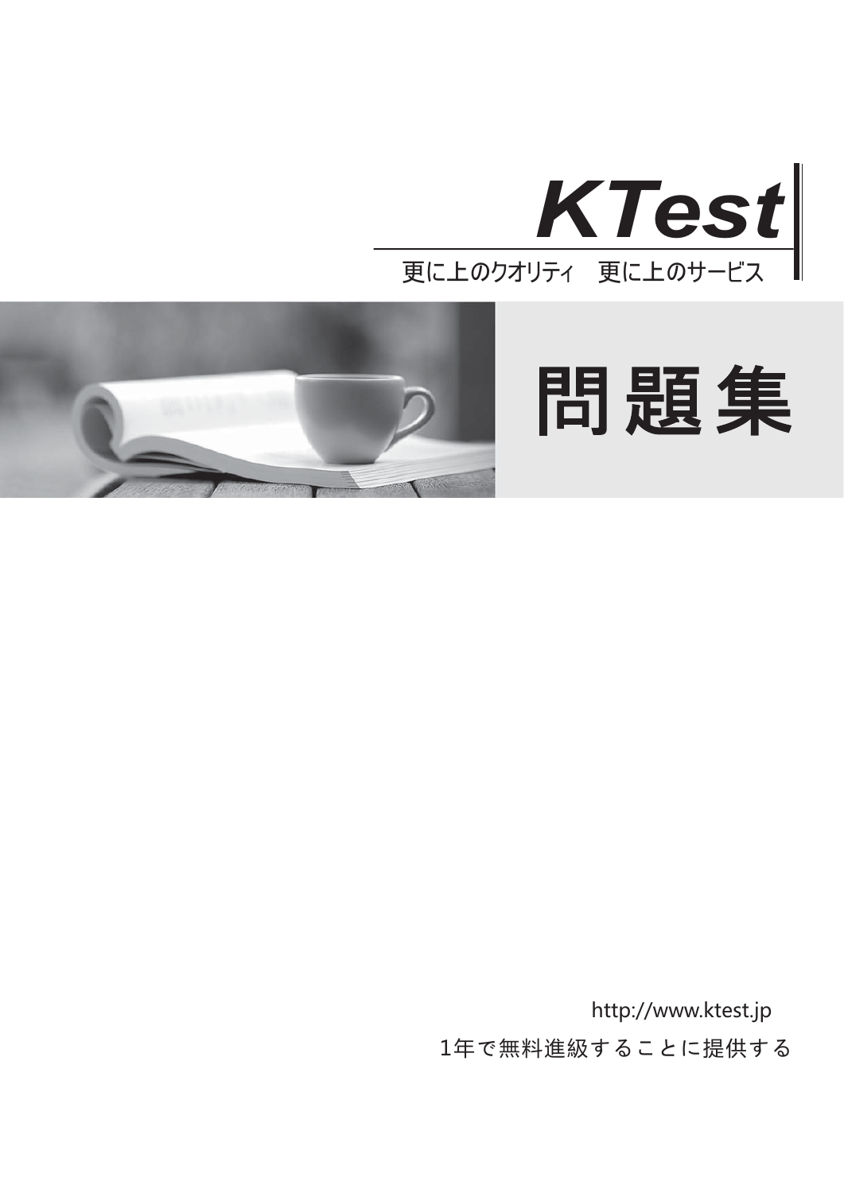# KTest

更に上のクオリティ　更に上のサービス

# 問題集

http://www.ktest.jp

1年で無料進級することに提供する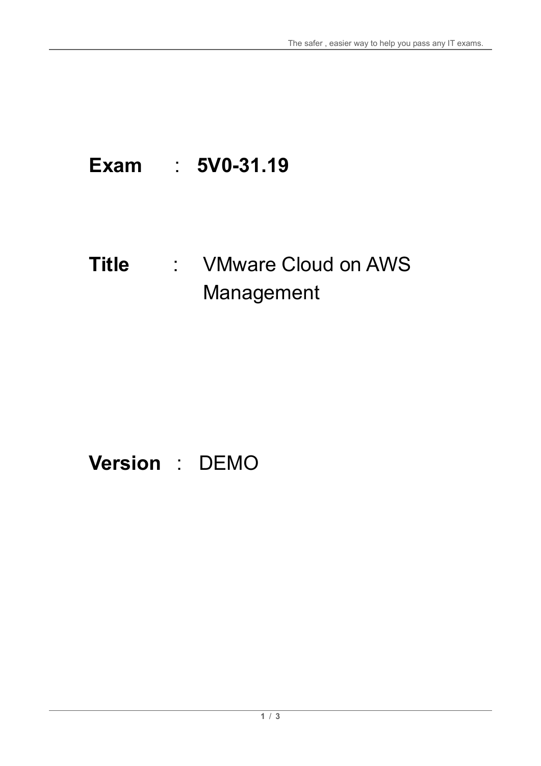**Exam** : **5V0-31.19**

**Title** : VMware Cloud on AWS Management

**Version** : DEMO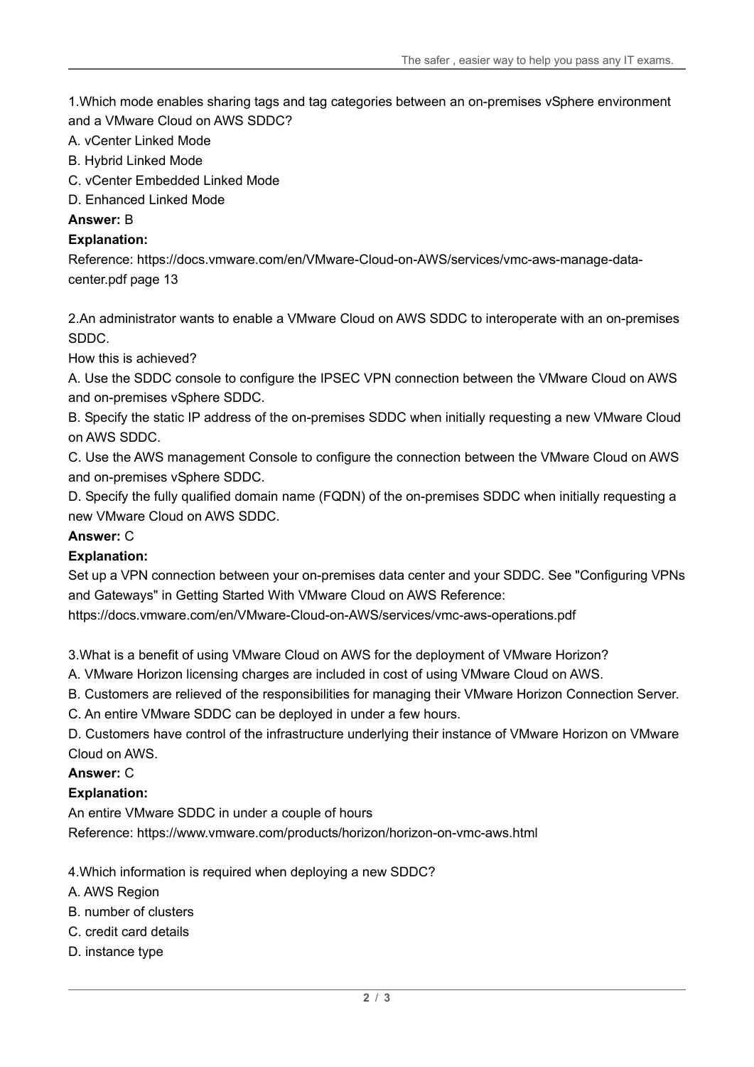1.Which mode enables sharing tags and tag categories between an on-premises vSphere environment and a VMware Cloud on AWS SDDC?

A. vCenter Linked Mode

B. Hybrid Linked Mode

C. vCenter Embedded Linked Mode

D. Enhanced Linked Mode

**Answer:** B

**Explanation:**

Reference: https://docs.vmware.com/en/VMware-Cloud-on-AWS/services/vmc-aws-manage-data-center.pdf page 13

2.An administrator wants to enable a VMware Cloud on AWS SDDC to interoperate with an on-premises SDDC.

How this is achieved?

A. Use the SDDC console to configure the IPSEC VPN connection between the VMware Cloud on AWS and on-premises vSphere SDDC.

B. Specify the static IP address of the on-premises SDDC when initially requesting a new VMware Cloud on AWS SDDC.

C. Use the AWS management Console to configure the connection between the VMware Cloud on AWS and on-premises vSphere SDDC.

D. Specify the fully qualified domain name (FQDN) of the on-premises SDDC when initially requesting a new VMware Cloud on AWS SDDC.

**Answer:** C

**Explanation:**

Set up a VPN connection between your on-premises data center and your SDDC. See "Configuring VPNs and Gateways" in Getting Started With VMware Cloud on AWS Reference:

https://docs.vmware.com/en/VMware-Cloud-on-AWS/services/vmc-aws-operations.pdf

3.What is a benefit of using VMware Cloud on AWS for the deployment of VMware Horizon?

A. VMware Horizon licensing charges are included in cost of using VMware Cloud on AWS.

B. Customers are relieved of the responsibilities for managing their VMware Horizon Connection Server.

C. An entire VMware SDDC can be deployed in under a few hours.

D. Customers have control of the infrastructure underlying their instance of VMware Horizon on VMware Cloud on AWS.

**Answer:** C

**Explanation:**

An entire VMware SDDC in under a couple of hours

Reference: https://www.vmware.com/products/horizon/horizon-on-vmc-aws.html

4.Which information is required when deploying a new SDDC?

A. AWS Region

B. number of clusters

C. credit card details

D. instance type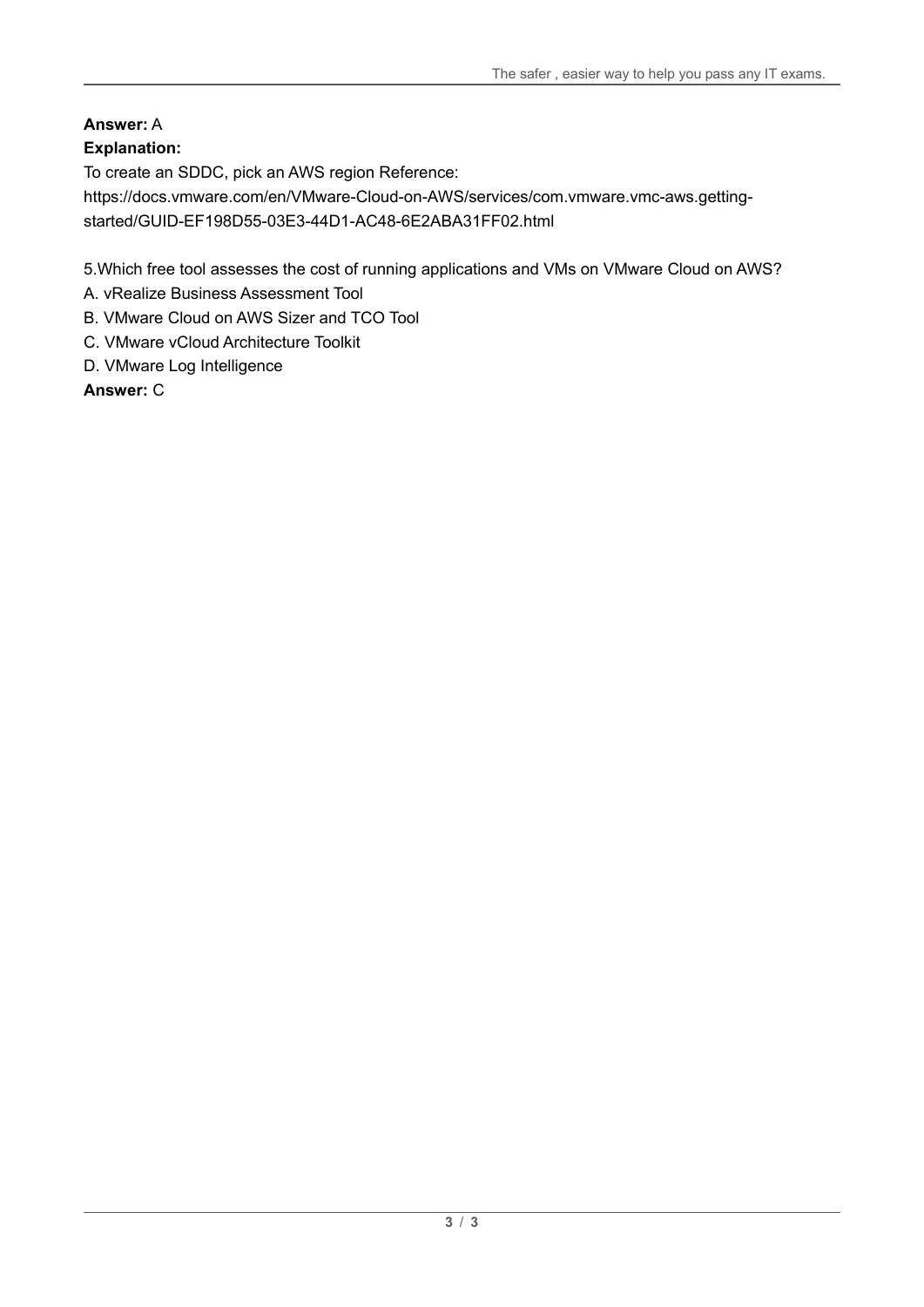**Answer:** A

**Explanation:**

To create an SDDC, pick an AWS region Reference:

https://docs.vmware.com/en/VMware-Cloud-on-AWS/services/com.vmware.vmc-aws.getting-started/GUID-EF198D55-03E3-44D1-AC48-6E2ABA31FF02.html

5.Which free tool assesses the cost of running applications and VMs on VMware Cloud on AWS?

A. vRealize Business Assessment Tool

B. VMware Cloud on AWS Sizer and TCO Tool

C. VMware vCloud Architecture Toolkit

D. VMware Log Intelligence

**Answer:** C